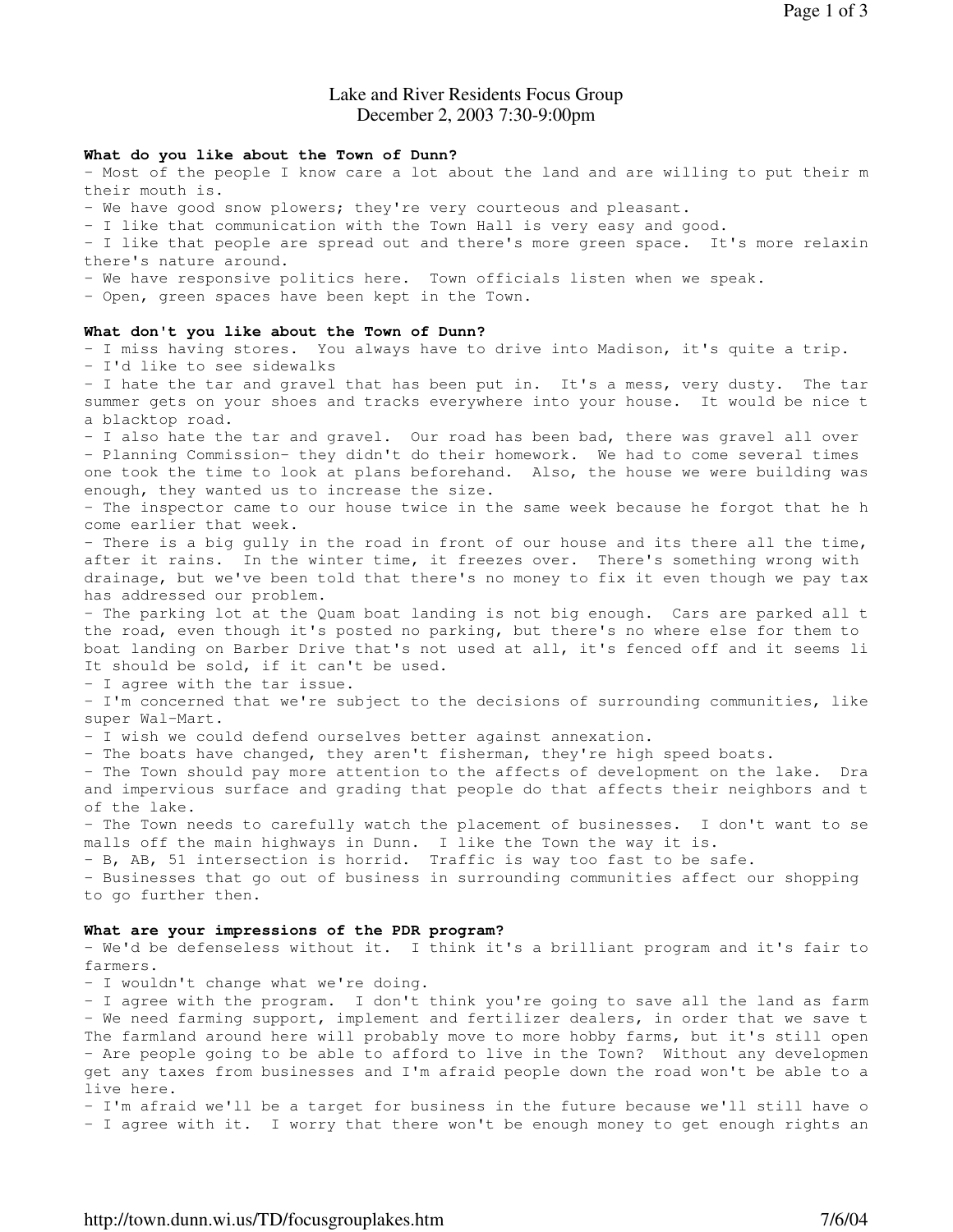# Lake and River Residents Focus Group
December 2, 2003 7:30-9:00pm

**What do you like about the Town of Dunn?**

- Most of the people I know care a lot about the land and are willing to put their m their mouth is.
- We have good snow plowers; they're very courteous and pleasant.
- I like that communication with the Town Hall is very easy and good.
- I like that people are spread out and there's more green space. It's more relaxin there's nature around.
- We have responsive politics here. Town officials listen when we speak.
- Open, green spaces have been kept in the Town.

**What don't you like about the Town of Dunn?**

- I miss having stores. You always have to drive into Madison, it's quite a trip.
- I'd like to see sidewalks
- I hate the tar and gravel that has been put in. It's a mess, very dusty. The tar summer gets on your shoes and tracks everywhere into your house. It would be nice t a blacktop road.
- I also hate the tar and gravel. Our road has been bad, there was gravel all over
- Planning Commission- they didn't do their homework. We had to come several times one took the time to look at plans beforehand. Also, the house we were building was enough, they wanted us to increase the size.
- The inspector came to our house twice in the same week because he forgot that he h come earlier that week.
- There is a big gully in the road in front of our house and its there all the time, after it rains. In the winter time, it freezes over. There's something wrong with drainage, but we've been told that there's no money to fix it even though we pay tax has addressed our problem.
- The parking lot at the Quam boat landing is not big enough. Cars are parked all t the road, even though it's posted no parking, but there's no where else for them to boat landing on Barber Drive that's not used at all, it's fenced off and it seems li It should be sold, if it can't be used.
- I agree with the tar issue.
- I'm concerned that we're subject to the decisions of surrounding communities, like super Wal-Mart.
- I wish we could defend ourselves better against annexation.
- The boats have changed, they aren't fisherman, they're high speed boats.
- The Town should pay more attention to the affects of development on the lake. Dra and impervious surface and grading that people do that affects their neighbors and t of the lake.
- The Town needs to carefully watch the placement of businesses. I don't want to se malls off the main highways in Dunn. I like the Town the way it is.
- B, AB, 51 intersection is horrid. Traffic is way too fast to be safe.
- Businesses that go out of business in surrounding communities affect our shopping to go further then.

**What are your impressions of the PDR program?**

- We'd be defenseless without it. I think it's a brilliant program and it's fair to farmers.
- I wouldn't change what we're doing.
- I agree with the program. I don't think you're going to save all the land as farm
- We need farming support, implement and fertilizer dealers, in order that we save t The farmland around here will probably move to more hobby farms, but it's still open
- Are people going to be able to afford to live in the Town? Without any developmen get any taxes from businesses and I'm afraid people down the road won't be able to a live here.
- I'm afraid we'll be a target for business in the future because we'll still have o
- I agree with it. I worry that there won't be enough money to get enough rights an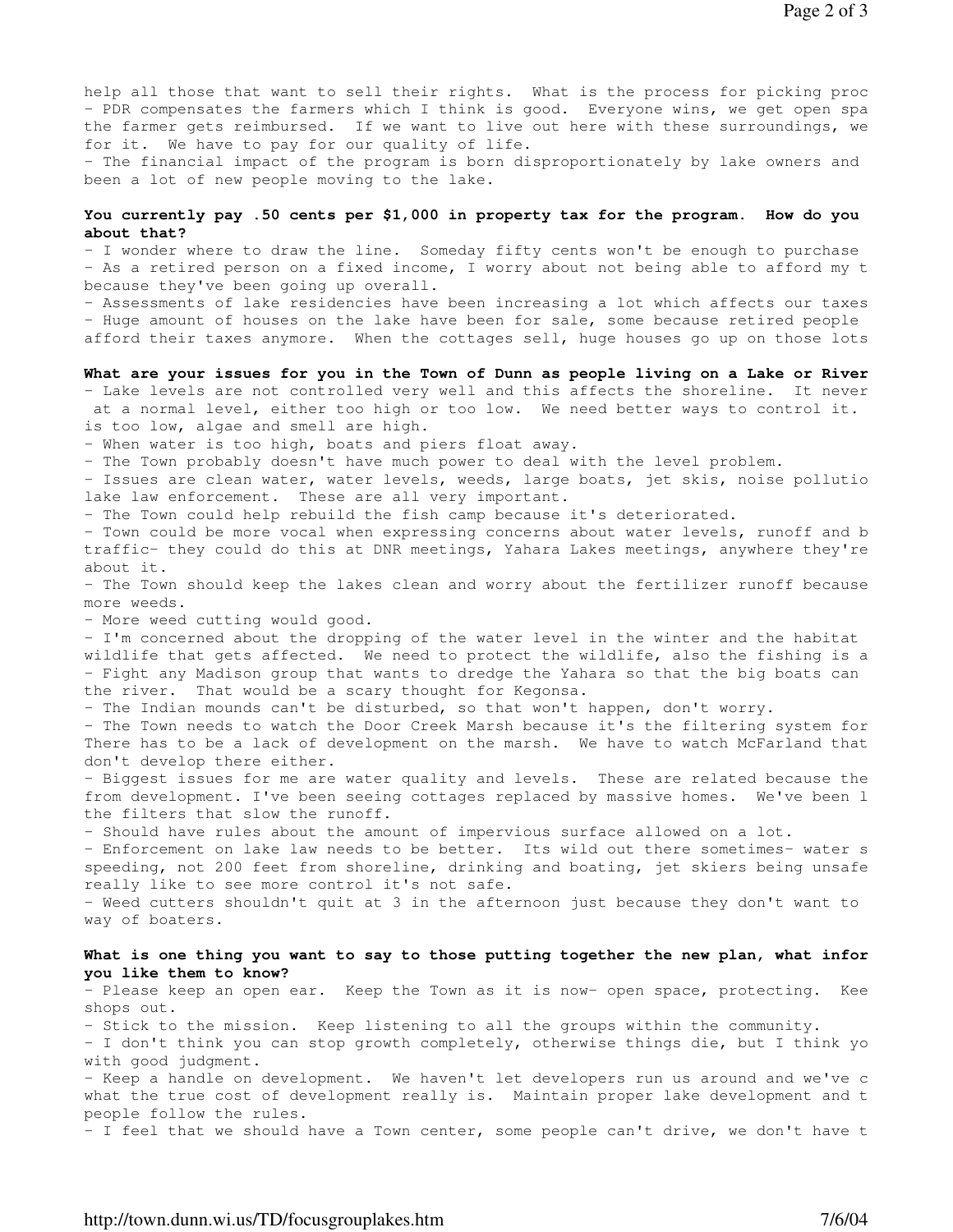help all those that want to sell their rights. What is the process for picking proc
- PDR compensates the farmers which I think is good. Everyone wins, we get open spa the farmer gets reimbursed. If we want to live out here with these surroundings, we for it. We have to pay for our quality of life.
- The financial impact of the program is born disproportionately by lake owners and been a lot of new people moving to the lake.

**You currently pay .50 cents per $1,000 in property tax for the program. How do you about that?**

- I wonder where to draw the line. Someday fifty cents won't be enough to purchase
- As a retired person on a fixed income, I worry about not being able to afford my t because they've been going up overall.
- Assessments of lake residencies have been increasing a lot which affects our taxes
- Huge amount of houses on the lake have been for sale, some because retired people afford their taxes anymore. When the cottages sell, huge houses go up on those lots

**What are your issues for you in the Town of Dunn as people living on a Lake or River**

- Lake levels are not controlled very well and this affects the shoreline. It never at a normal level, either too high or too low. We need better ways to control it. is too low, algae and smell are high.
- When water is too high, boats and piers float away.
- The Town probably doesn't have much power to deal with the level problem.
- Issues are clean water, water levels, weeds, large boats, jet skis, noise pollutio lake law enforcement. These are all very important.
- The Town could help rebuild the fish camp because it's deteriorated.
- Town could be more vocal when expressing concerns about water levels, runoff and b traffic- they could do this at DNR meetings, Yahara Lakes meetings, anywhere they're about it.
- The Town should keep the lakes clean and worry about the fertilizer runoff because more weeds.
- More weed cutting would good.
- I'm concerned about the dropping of the water level in the winter and the habitat wildlife that gets affected. We need to protect the wildlife, also the fishing is a
- Fight any Madison group that wants to dredge the Yahara so that the big boats can the river. That would be a scary thought for Kegonsa.
- The Indian mounds can't be disturbed, so that won't happen, don't worry.
- The Town needs to watch the Door Creek Marsh because it's the filtering system for There has to be a lack of development on the marsh. We have to watch McFarland that don't develop there either.
- Biggest issues for me are water quality and levels. These are related because the from development. I've been seeing cottages replaced by massive homes. We've been l the filters that slow the runoff.
- Should have rules about the amount of impervious surface allowed on a lot.
- Enforcement on lake law needs to be better. Its wild out there sometimes- water s speeding, not 200 feet from shoreline, drinking and boating, jet skiers being unsafe really like to see more control it's not safe.
- Weed cutters shouldn't quit at 3 in the afternoon just because they don't want to way of boaters.

**What is one thing you want to say to those putting together the new plan, what infor you like them to know?**

- Please keep an open ear. Keep the Town as it is now- open space, protecting. Kee shops out.
- Stick to the mission. Keep listening to all the groups within the community.
- I don't think you can stop growth completely, otherwise things die, but I think yo with good judgment.
- Keep a handle on development. We haven't let developers run us around and we've c what the true cost of development really is. Maintain proper lake development and t people follow the rules.
- I feel that we should have a Town center, some people can't drive, we don't have t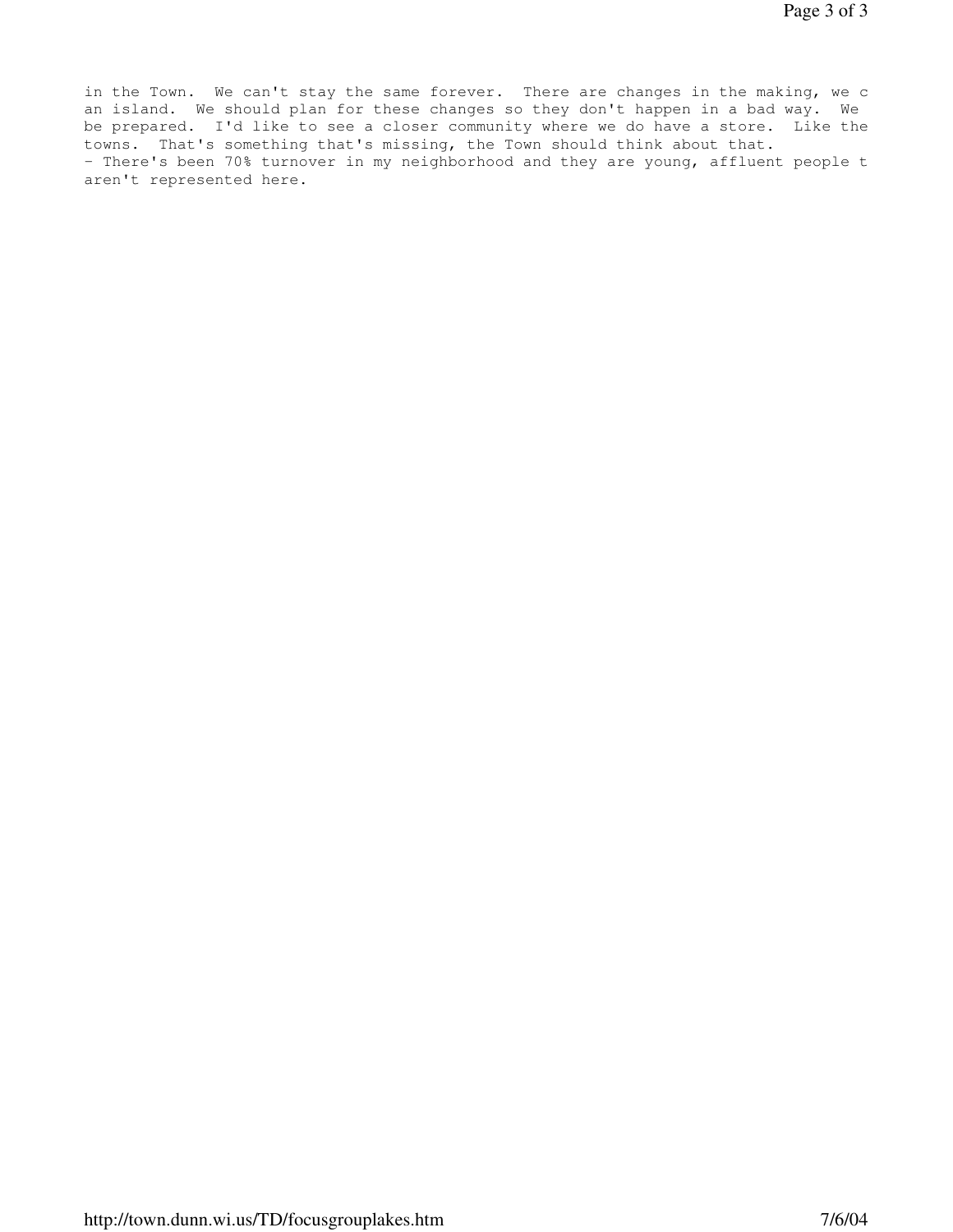in the Town. We can't stay the same forever. There are changes in the making, we c
an island. We should plan for these changes so they don't happen in a bad way. We
be prepared. I'd like to see a closer community where we do have a store. Like the
towns. That's something that's missing, the Town should think about that.

- There's been 70% turnover in my neighborhood and they are young, affluent people t
aren't represented here.